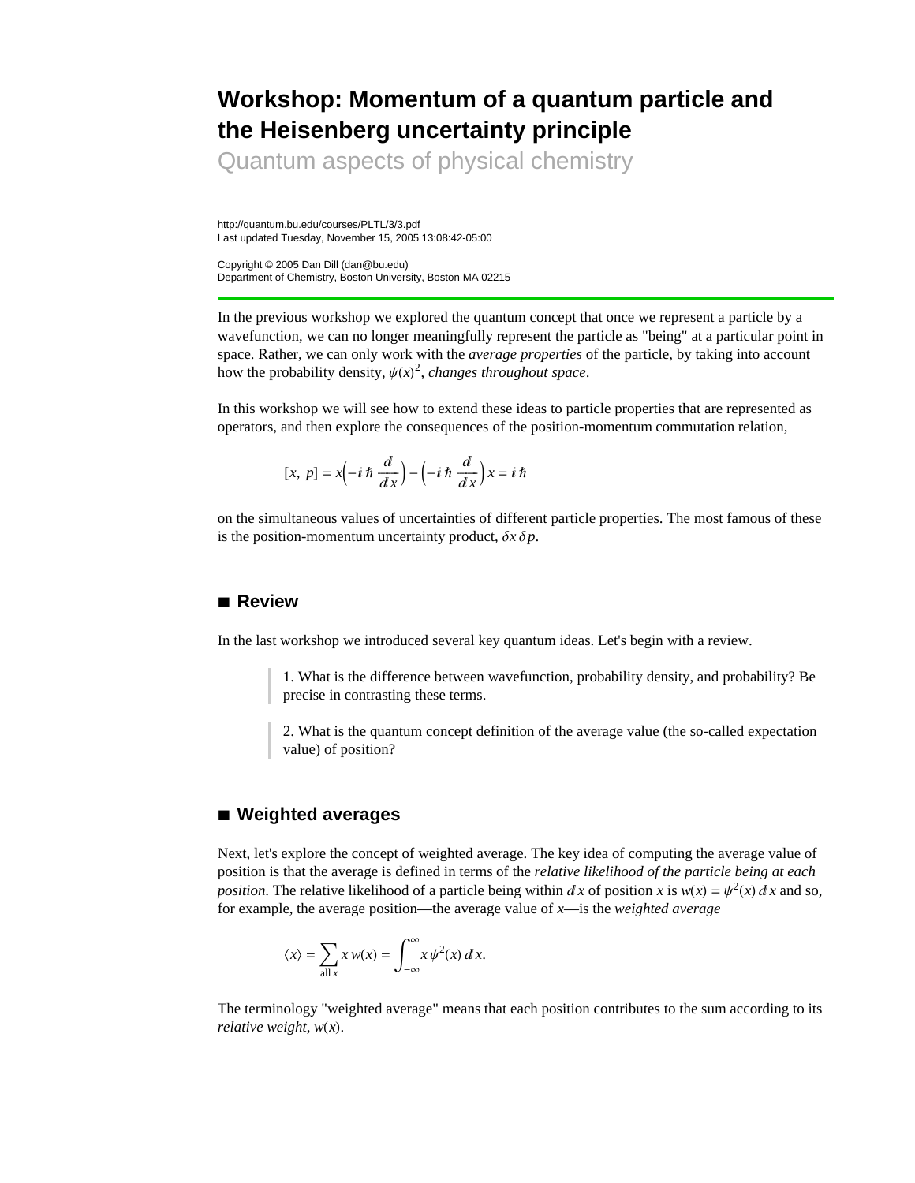# Workshop: Momentum of a quantum particle and the Heisenberg uncertainty principle

Quantum aspects of physical chemistry

http://quantum.bu.edu/courses/PLTL/3/3.pdf
Last updated Tuesday, November 15, 2005 13:08:42-05:00

Copyright © 2005 Dan Dill (dan@bu.edu)
Department of Chemistry, Boston University, Boston MA 02215

In the previous workshop we explored the quantum concept that once we represent a particle by a wavefunction, we can no longer meaningfully represent the particle as "being" at a particular point in space. Rather, we can only work with the *average properties* of the particle, by taking into account how the probability density, $\psi(x)^2$, *changes throughout space*.

In this workshop we will see how to extend these ideas to particle properties that are represented as operators, and then explore the consequences of the position-momentum commutation relation,

$$[x,\ p] = x\left(-i\,\hbar\,\frac{d}{d\,x}\right) - \left(-i\,\hbar\,\frac{d}{d\,x}\right)x = i\,\hbar$$

on the simultaneous values of uncertainties of different particle properties. The most famous of these is the position-momentum uncertainty product, $\delta x\,\delta p$.

## ■ Review

In the last workshop we introduced several key quantum ideas. Let's begin with a review.

> 1. What is the difference between wavefunction, probability density, and probability? Be precise in contrasting these terms.

> 2. What is the quantum concept definition of the average value (the so-called expectation value) of position?

## ■ Weighted averages

Next, let's explore the concept of weighted average. The key idea of computing the average value of position is that the average is defined in terms of the *relative likelihood of the particle being at each position.* The relative likelihood of a particle being within $d\,x$ of position $x$ is $w(x) = \psi^2(x)\,d\,x$ and so, for example, the average position—the average value of $x$—is the *weighted average*

$$\langle x\rangle = \sum_{\text{all}\,x} x\,w(x) = \int_{-\infty}^{\infty} x\,\psi^2(x)\,d\,x.$$

The terminology "weighted average" means that each position contributes to the sum according to its *relative weight*, $w(x)$.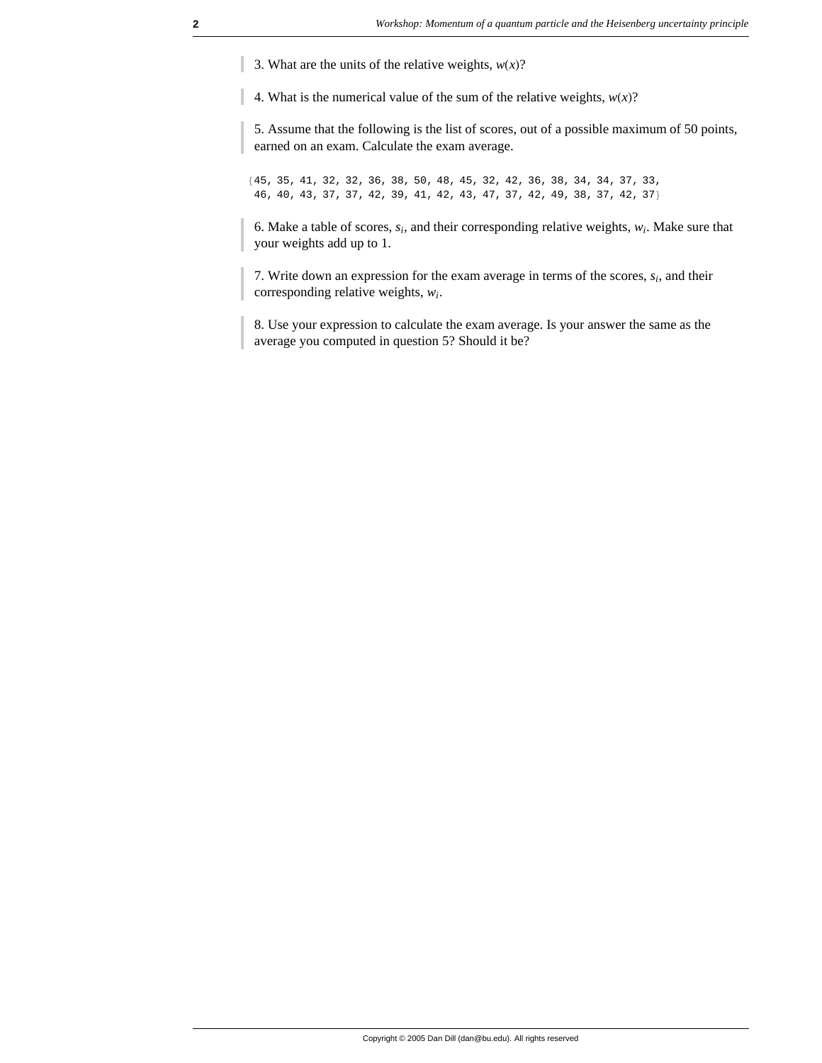3. What are the units of the relative weights, $w(x)$?

4. What is the numerical value of the sum of the relative weights, $w(x)$?

5. Assume that the following is the list of scores, out of a possible maximum of 50 points, earned on an exam. Calculate the exam average.

```
{45, 35, 41, 32, 32, 36, 38, 50, 48, 45, 32, 42, 36, 38, 34, 34, 37, 33,
 46, 40, 43, 37, 37, 42, 39, 41, 42, 43, 47, 37, 42, 49, 38, 37, 42, 37}
```

6. Make a table of scores, $s_i$, and their corresponding relative weights, $w_i$. Make sure that your weights add up to 1.

7. Write down an expression for the exam average in terms of the scores, $s_i$, and their corresponding relative weights, $w_i$.

8. Use your expression to calculate the exam average. Is your answer the same as the average you computed in question 5? Should it be?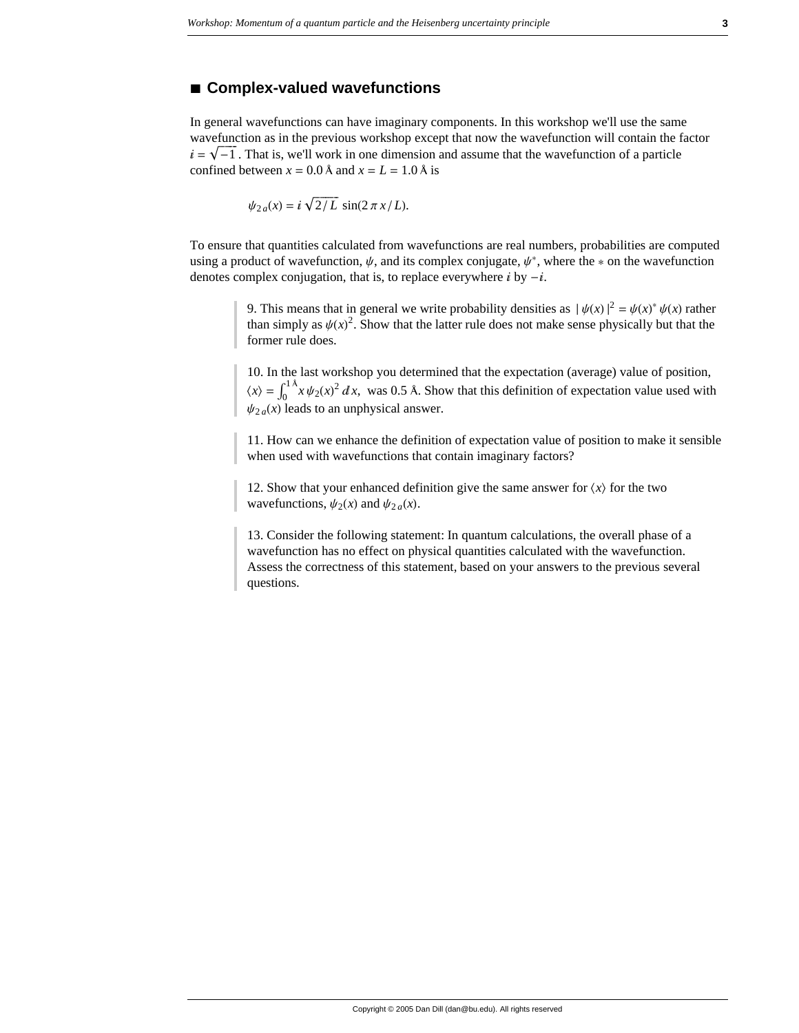## ■ Complex-valued wavefunctions

In general wavefunctions can have imaginary components. In this workshop we'll use the same wavefunction as in the previous workshop except that now the wavefunction will contain the factor $i = \sqrt{-1}$ . That is, we'll work in one dimension and assume that the wavefunction of a particle confined between $x = 0.0$ Å and $x = L = 1.0$ Å is

$$\psi_{2a}(x) = i\sqrt{2/L}\,\sin(2\pi x/L).$$

To ensure that quantities calculated from wavefunctions are real numbers, probabilities are computed using a product of wavefunction, $\psi$, and its complex conjugate, $\psi^*$, where the $*$ on the wavefunction denotes complex conjugation, that is, to replace everywhere $i$ by $-i$.

> 9. This means that in general we write probability densities as $|\psi(x)|^2 = \psi(x)^* \psi(x)$ rather than simply as $\psi(x)^2$. Show that the latter rule does not make sense physically but that the former rule does.

> 10. In the last workshop you determined that the expectation (average) value of position, $\langle x \rangle = \int_0^{1\,\text{Å}} x\,\psi_2(x)^2\,dx$, was 0.5 Å. Show that this definition of expectation value used with $\psi_{2a}(x)$ leads to an unphysical answer.

> 11. How can we enhance the definition of expectation value of position to make it sensible when used with wavefunctions that contain imaginary factors?

> 12. Show that your enhanced definition give the same answer for $\langle x \rangle$ for the two wavefunctions, $\psi_2(x)$ and $\psi_{2a}(x)$.

> 13. Consider the following statement: In quantum calculations, the overall phase of a wavefunction has no effect on physical quantities calculated with the wavefunction. Assess the correctness of this statement, based on your answers to the previous several questions.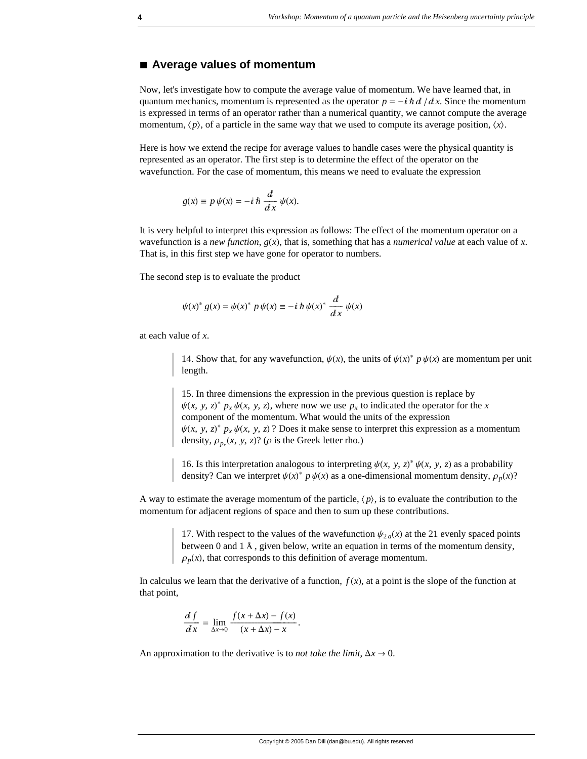## ■ Average values of momentum

Now, let's investigate how to compute the average value of momentum. We have learned that, in quantum mechanics, momentum is represented as the operator $p = -i\hbar\, d/dx$. Since the momentum is expressed in terms of an operator rather than a numerical quantity, we cannot compute the average momentum, $\langle p \rangle$, of a particle in the same way that we used to compute its average position, $\langle x \rangle$.

Here is how we extend the recipe for average values to handle cases were the physical quantity is represented as an operator. The first step is to determine the effect of the operator on the wavefunction. For the case of momentum, this means we need to evaluate the expression

$$g(x) \equiv p\,\psi(x) = -i\,\hbar\,\frac{d}{dx}\,\psi(x).$$

It is very helpful to interpret this expression as follows: The effect of the momentum operator on a wavefunction is a *new function*, $g(x)$, that is, something that has a *numerical value* at each value of $x$. That is, in this first step we have gone for operator to numbers.

The second step is to evaluate the product

$$\psi(x)^*\,g(x) = \psi(x)^*\,p\,\psi(x) \equiv -i\,\hbar\,\psi(x)^*\,\frac{d}{dx}\,\psi(x)$$

at each value of $x$.

> 14. Show that, for any wavefunction, $\psi(x)$, the units of $\psi(x)^*\,p\,\psi(x)$ are momentum per unit length.

> 15. In three dimensions the expression in the previous question is replace by $\psi(x, y, z)^*\,p_x\,\psi(x, y, z)$, where now we use $p_x$ to indicated the operator for the $x$ component of the momentum. What would the units of the expression $\psi(x, y, z)^*\,p_x\,\psi(x, y, z)$ ? Does it make sense to interpret this expression as a momentum density, $\rho_{p_x}(x, y, z)$? ($\rho$ is the Greek letter rho.)

> 16. Is this interpretation analogous to interpreting $\psi(x, y, z)^*\,\psi(x, y, z)$ as a probability density? Can we interpret $\psi(x)^*\,p\,\psi(x)$ as a one-dimensional momentum density, $\rho_p(x)$?

A way to estimate the average momentum of the particle, $\langle p \rangle$, is to evaluate the contribution to the momentum for adjacent regions of space and then to sum up these contributions.

> 17. With respect to the values of the wavefunction $\psi_{2a}(x)$ at the 21 evenly spaced points between 0 and 1 Å , given below, write an equation in terms of the momentum density, $\rho_p(x)$, that corresponds to this definition of average momentum.

In calculus we learn that the derivative of a function, $f(x)$, at a point is the slope of the function at that point,

$$\frac{df}{dx} = \lim_{\Delta x \to 0} \frac{f(x + \Delta x) - f(x)}{(x + \Delta x) - x}.$$

An approximation to the derivative is to *not take the limit*, $\Delta x \to 0$.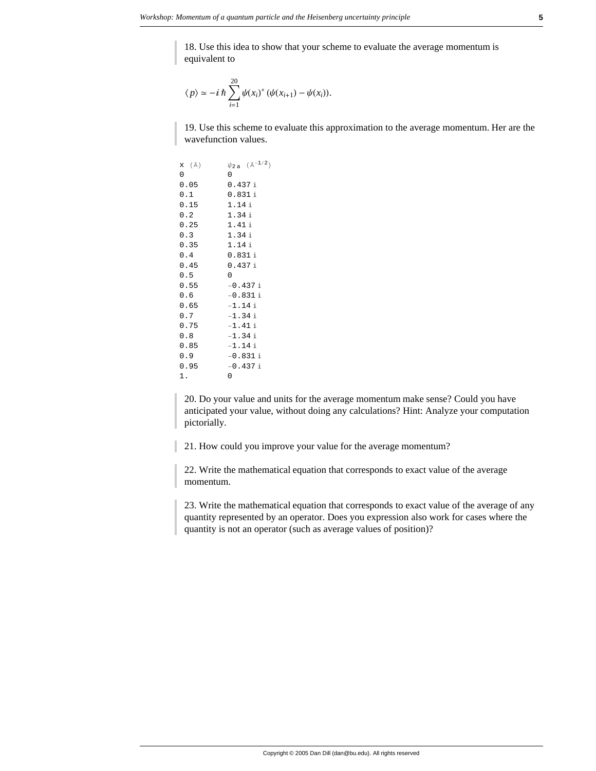18. Use this idea to show that your scheme to evaluate the average momentum is equivalent to

$$\langle p \rangle \simeq -i\hbar \sum_{i=1}^{20} \psi(x_i)^* \, (\psi(x_{i+1}) - \psi(x_i)).$$

19. Use this scheme to evaluate this approximation to the average momentum. Her are the wavefunction values.

| x (Å) | $\psi_{2a}$ (Å$^{-1/2}$) |
|---|---|
| 0 | 0 |
| 0.05 | 0.437 i |
| 0.1 | 0.831 i |
| 0.15 | 1.14 i |
| 0.2 | 1.34 i |
| 0.25 | 1.41 i |
| 0.3 | 1.34 i |
| 0.35 | 1.14 i |
| 0.4 | 0.831 i |
| 0.45 | 0.437 i |
| 0.5 | 0 |
| 0.55 | −0.437 i |
| 0.6 | −0.831 i |
| 0.65 | −1.14 i |
| 0.7 | −1.34 i |
| 0.75 | −1.41 i |
| 0.8 | −1.34 i |
| 0.85 | −1.14 i |
| 0.9 | −0.831 i |
| 0.95 | −0.437 i |
| 1. | 0 |

20. Do your value and units for the average momentum make sense? Could you have anticipated your value, without doing any calculations? Hint: Analyze your computation pictorially.

21. How could you improve your value for the average momentum?

22. Write the mathematical equation that corresponds to exact value of the average momentum.

23. Write the mathematical equation that corresponds to exact value of the average of any quantity represented by an operator. Does you expression also work for cases where the quantity is not an operator (such as average values of position)?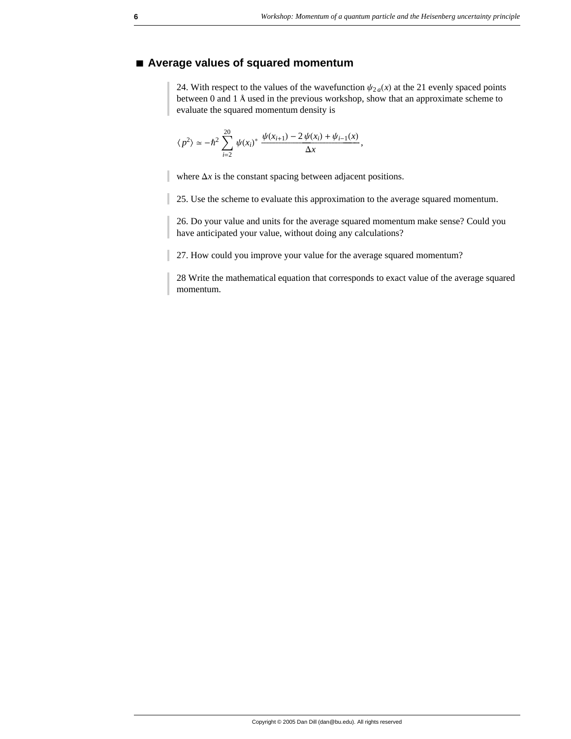## ■ Average values of squared momentum

24. With respect to the values of the wavefunction $\psi_{2a}(x)$ at the 21 evenly spaced points between 0 and 1 Å used in the previous workshop, show that an approximate scheme to evaluate the squared momentum density is

$$\langle p^2 \rangle \simeq -\hbar^2 \sum_{i=2}^{20} \psi(x_i)^* \, \frac{\psi(x_{i+1}) - 2\,\psi(x_i) + \psi_{i-1}(x)}{\Delta x},$$

where $\Delta x$ is the constant spacing between adjacent positions.

25. Use the scheme to evaluate this approximation to the average squared momentum.

26. Do your value and units for the average squared momentum make sense? Could you have anticipated your value, without doing any calculations?

27. How could you improve your value for the average squared momentum?

28 Write the mathematical equation that corresponds to exact value of the average squared momentum.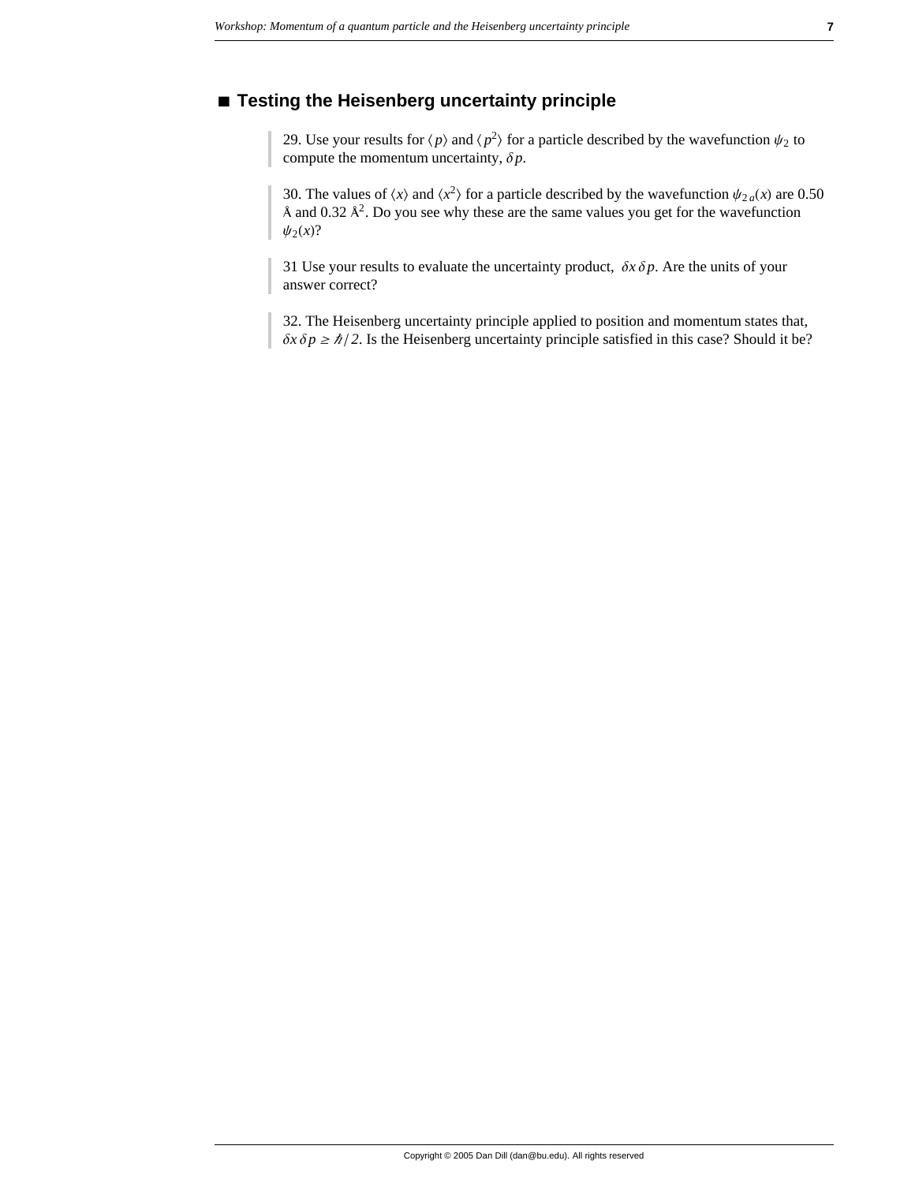## ■ Testing the Heisenberg uncertainty principle

29. Use your results for $\langle p \rangle$ and $\langle p^2 \rangle$ for a particle described by the wavefunction $\psi_2$ to compute the momentum uncertainty, $\delta p$.

30. The values of $\langle x \rangle$ and $\langle x^2 \rangle$ for a particle described by the wavefunction $\psi_{2\,a}(x)$ are 0.50 Å and 0.32 Å$^2$. Do you see why these are the same values you get for the wavefunction $\psi_2(x)$?

31 Use your results to evaluate the uncertainty product, $\delta x\, \delta p$. Are the units of your answer correct?

32. The Heisenberg uncertainty principle applied to position and momentum states that, $\delta x\, \delta p \geq \hbar / 2$. Is the Heisenberg uncertainty principle satisfied in this case? Should it be?